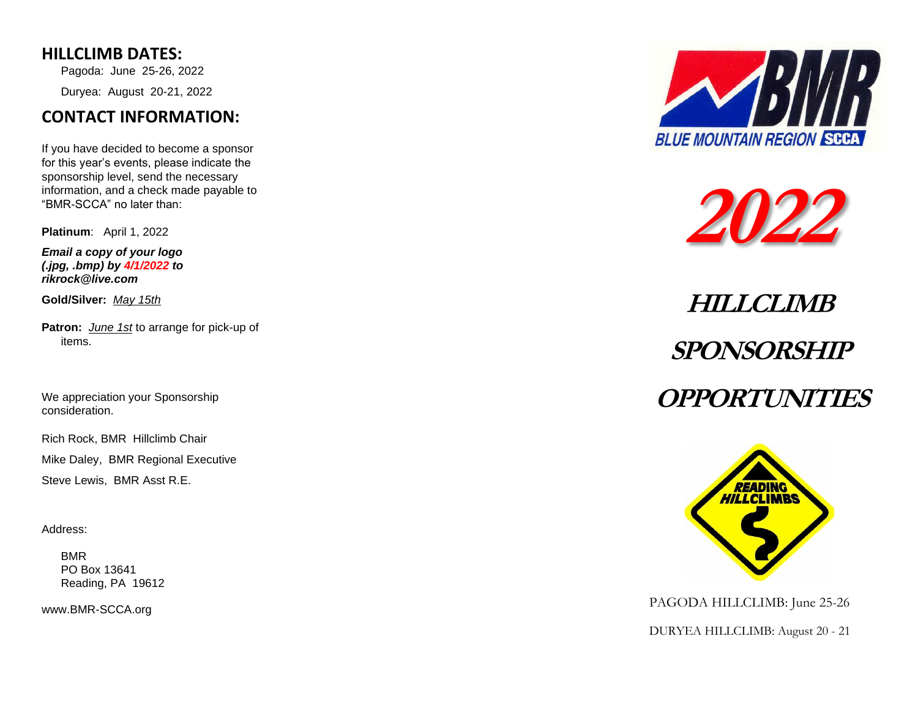## HILLCLIMB DATES:

Pagoda: June 25-26, 2022

Duryea: August 20-21, 2022

## CONTACT INFORMATION:

If you have decided to become a sponsor for this year's events, please indicate the sponsorship level, send the necessary information, and a check made payable to "BMR-SCCA" no later than:

**Platinum**: April 1, 2022

***Email a copy of your logo (.jpg, .bmp) by 4/1/2022 to rikrock@live.com***

**Gold/Silver:** *May 15th*

**Patron:** *June 1st* to arrange for pick-up of items.

We appreciation your Sponsorship consideration.

Rich Rock, BMR Hillclimb Chair

Mike Daley, BMR Regional Executive

Steve Lewis, BMR Asst R.E.

Address:

BMR
PO Box 13641
Reading, PA 19612

www.BMR-SCCA.org

BMR BLUE MOUNTAIN REGION SCCA

# 2022

# HILLCLIMB SPONSORSHIP OPPORTUNITIES

READING HILLCLIMBS

PAGODA HILLCLIMB: June 25-26

DURYEA HILLCLIMB: August 20 - 21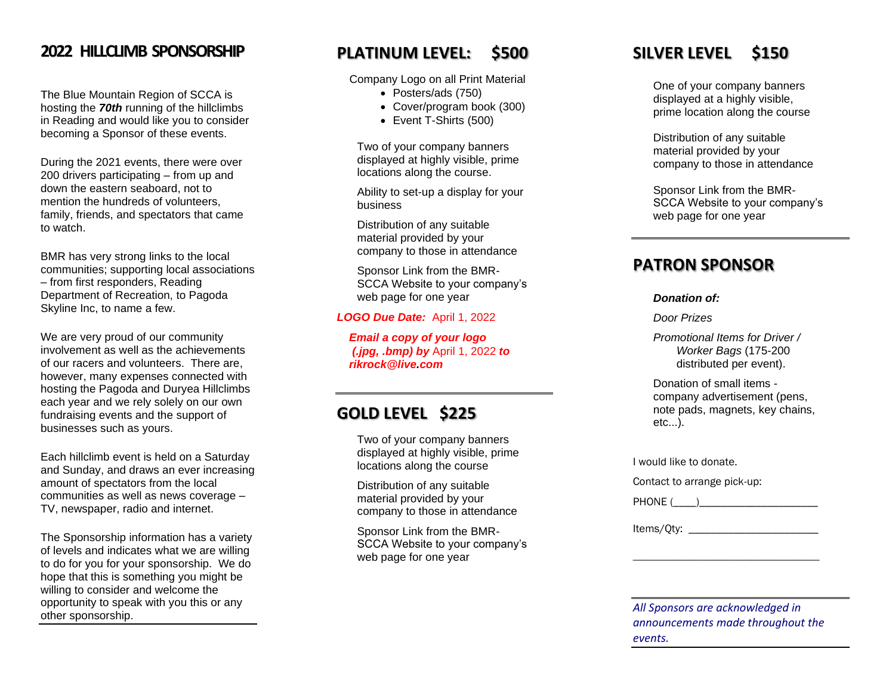## 2022 HILLCLIMB SPONSORSHIP

The Blue Mountain Region of SCCA is hosting the ***70th*** running of the hillclimbs in Reading and would like you to consider becoming a Sponsor of these events.

During the 2021 events, there were over 200 drivers participating – from up and down the eastern seaboard, not to mention the hundreds of volunteers, family, friends, and spectators that came to watch.

BMR has very strong links to the local communities; supporting local associations – from first responders, Reading Department of Recreation, to Pagoda Skyline Inc, to name a few.

We are very proud of our community involvement as well as the achievements of our racers and volunteers. There are, however, many expenses connected with hosting the Pagoda and Duryea Hillclimbs each year and we rely solely on our own fundraising events and the support of businesses such as yours.

Each hillclimb event is held on a Saturday and Sunday, and draws an ever increasing amount of spectators from the local communities as well as news coverage – TV, newspaper, radio and internet.

The Sponsorship information has a variety of levels and indicates what we are willing to do for you for your sponsorship. We do hope that this is something you might be willing to consider and welcome the opportunity to speak with you this or any other sponsorship.

## PLATINUM LEVEL: $500

Company Logo on all Print Material

- Posters/ads (750)
- Cover/program book (300)
- Event T-Shirts (500)

Two of your company banners displayed at highly visible, prime locations along the course.

Ability to set-up a display for your business

Distribution of any suitable material provided by your company to those in attendance

Sponsor Link from the BMR-SCCA Website to your company's web page for one year

***LOGO Due Date:*** April 1, 2022

***Email a copy of your logo (.jpg, .bmp) by*** April 1, 2022 ***to rikrock@live.com***

---

## GOLD LEVEL $225

Two of your company banners displayed at highly visible, prime locations along the course

Distribution of any suitable material provided by your company to those in attendance

Sponsor Link from the BMR-SCCA Website to your company's web page for one year

## SILVER LEVEL $150

One of your company banners displayed at a highly visible, prime location along the course

Distribution of any suitable material provided by your company to those in attendance

Sponsor Link from the BMR-SCCA Website to your company's web page for one year

---

## PATRON SPONSOR

***Donation of:***

*Door Prizes*

*Promotional Items for Driver / Worker Bags* (175-200 distributed per event).

Donation of small items - company advertisement (pens, note pads, magnets, key chains, etc...).

I would like to donate.

Contact to arrange pick-up:

PHONE (____)____________________

Items/Qty: ______________________

________________________________

---

*All Sponsors are acknowledged in announcements made throughout the events.*